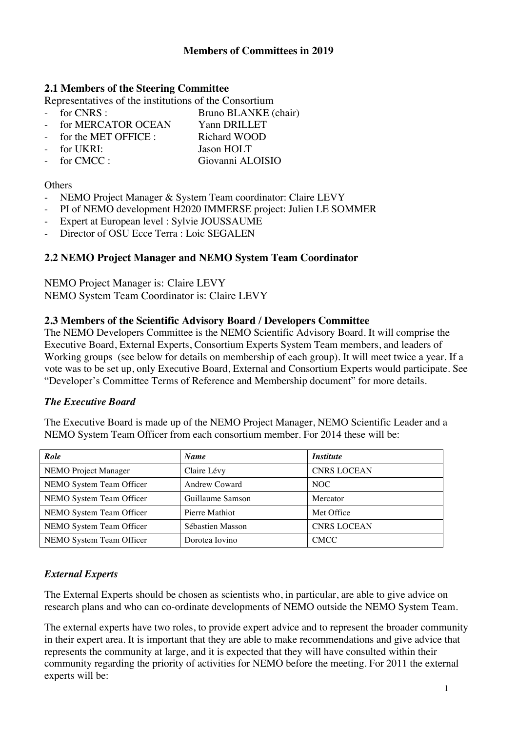**Members of Committees in 2019**

## 2.1 Members of the Steering Committee

Representatives of the institutions of the Consortium

- for CNRS : Bruno BLANKE (chair)
- for MERCATOR OCEAN Yann DRILLET
- for the MET OFFICE : Richard WOOD
- for UKRI: Jason HOLT
- for CMCC : Giovanni ALOISIO

Others

- NEMO Project Manager & System Team coordinator: Claire LEVY
- PI of NEMO development H2020 IMMERSE project: Julien LE SOMMER
- Expert at European level : Sylvie JOUSSAUME
- Director of OSU Ecce Terra : Loic SEGALEN

## 2.2 NEMO Project Manager and NEMO System Team Coordinator

NEMO Project Manager is: Claire LEVY
NEMO System Team Coordinator is: Claire LEVY

## 2.3 Members of the Scientific Advisory Board / Developers Committee

The NEMO Developers Committee is the NEMO Scientific Advisory Board. It will comprise the Executive Board, External Experts, Consortium Experts System Team members, and leaders of Working groups (see below for details on membership of each group). It will meet twice a year. If a vote was to be set up, only Executive Board, External and Consortium Experts would participate. See "Developer's Committee Terms of Reference and Membership document" for more details.

### *The Executive Board*

The Executive Board is made up of the NEMO Project Manager, NEMO Scientific Leader and a NEMO System Team Officer from each consortium member. For 2014 these will be:

| *Role* | *Name* | *Institute* |
|---|---|---|
| NEMO Project Manager | Claire Lévy | CNRS LOCEAN |
| NEMO System Team Officer | Andrew Coward | NOC |
| NEMO System Team Officer | Guillaume Samson | Mercator |
| NEMO System Team Officer | Pierre Mathiot | Met Office |
| NEMO System Team Officer | Sébastien Masson | CNRS LOCEAN |
| NEMO System Team Officer | Dorotea Iovino | CMCC |

### *External Experts*

The External Experts should be chosen as scientists who, in particular, are able to give advice on research plans and who can co-ordinate developments of NEMO outside the NEMO System Team.

The external experts have two roles, to provide expert advice and to represent the broader community in their expert area. It is important that they are able to make recommendations and give advice that represents the community at large, and it is expected that they will have consulted within their community regarding the priority of activities for NEMO before the meeting. For 2011 the external experts will be: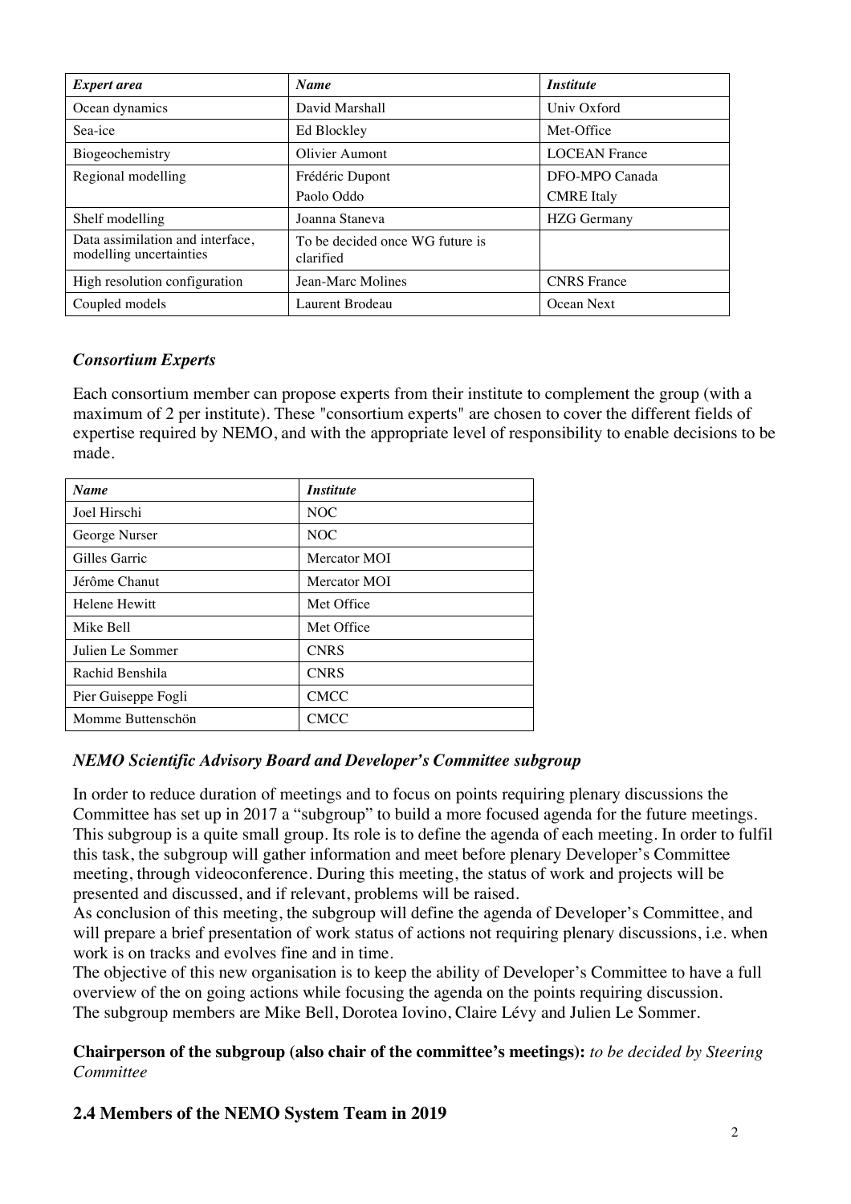| *Expert area* | *Name* | *Institute* |
| --- | --- | --- |
| Ocean dynamics | David Marshall | Univ Oxford |
| Sea-ice | Ed Blockley | Met-Office |
| Biogeochemistry | Olivier Aumont | LOCEAN France |
| Regional modelling | Frédéric Dupont<br>Paolo Oddo | DFO-MPO Canada<br>CMRE Italy |
| Shelf modelling | Joanna Staneva | HZG Germany |
| Data assimilation and interface, modelling uncertainties | To be decided once WG future is clarified | |
| High resolution configuration | Jean-Marc Molines | CNRS France |
| Coupled models | Laurent Brodeau | Ocean Next |

### *Consortium Experts*

Each consortium member can propose experts from their institute to complement the group (with a maximum of 2 per institute). These "consortium experts" are chosen to cover the different fields of expertise required by NEMO, and with the appropriate level of responsibility to enable decisions to be made.

| *Name* | *Institute* |
| --- | --- |
| Joel Hirschi | NOC |
| George Nurser | NOC |
| Gilles Garric | Mercator MOI |
| Jérôme Chanut | Mercator MOI |
| Helene Hewitt | Met Office |
| Mike Bell | Met Office |
| Julien Le Sommer | CNRS |
| Rachid Benshila | CNRS |
| Pier Guiseppe Fogli | CMCC |
| Momme Buttenschön | CMCC |

### *NEMO Scientific Advisory Board and Developer's Committee subgroup*

In order to reduce duration of meetings and to focus on points requiring plenary discussions the Committee has set up in 2017 a "subgroup" to build a more focused agenda for the future meetings. This subgroup is a quite small group. Its role is to define the agenda of each meeting. In order to fulfil this task, the subgroup will gather information and meet before plenary Developer's Committee meeting, through videoconference. During this meeting, the status of work and projects will be presented and discussed, and if relevant, problems will be raised.
As conclusion of this meeting, the subgroup will define the agenda of Developer's Committee, and will prepare a brief presentation of work status of actions not requiring plenary discussions, i.e. when work is on tracks and evolves fine and in time.
The objective of this new organisation is to keep the ability of Developer's Committee to have a full overview of the on going actions while focusing the agenda on the points requiring discussion.
The subgroup members are Mike Bell, Dorotea Iovino, Claire Lévy and Julien Le Sommer.

**Chairperson of the subgroup (also chair of the committee's meetings):** *to be decided by Steering Committee*

## 2.4 Members of the NEMO System Team in 2019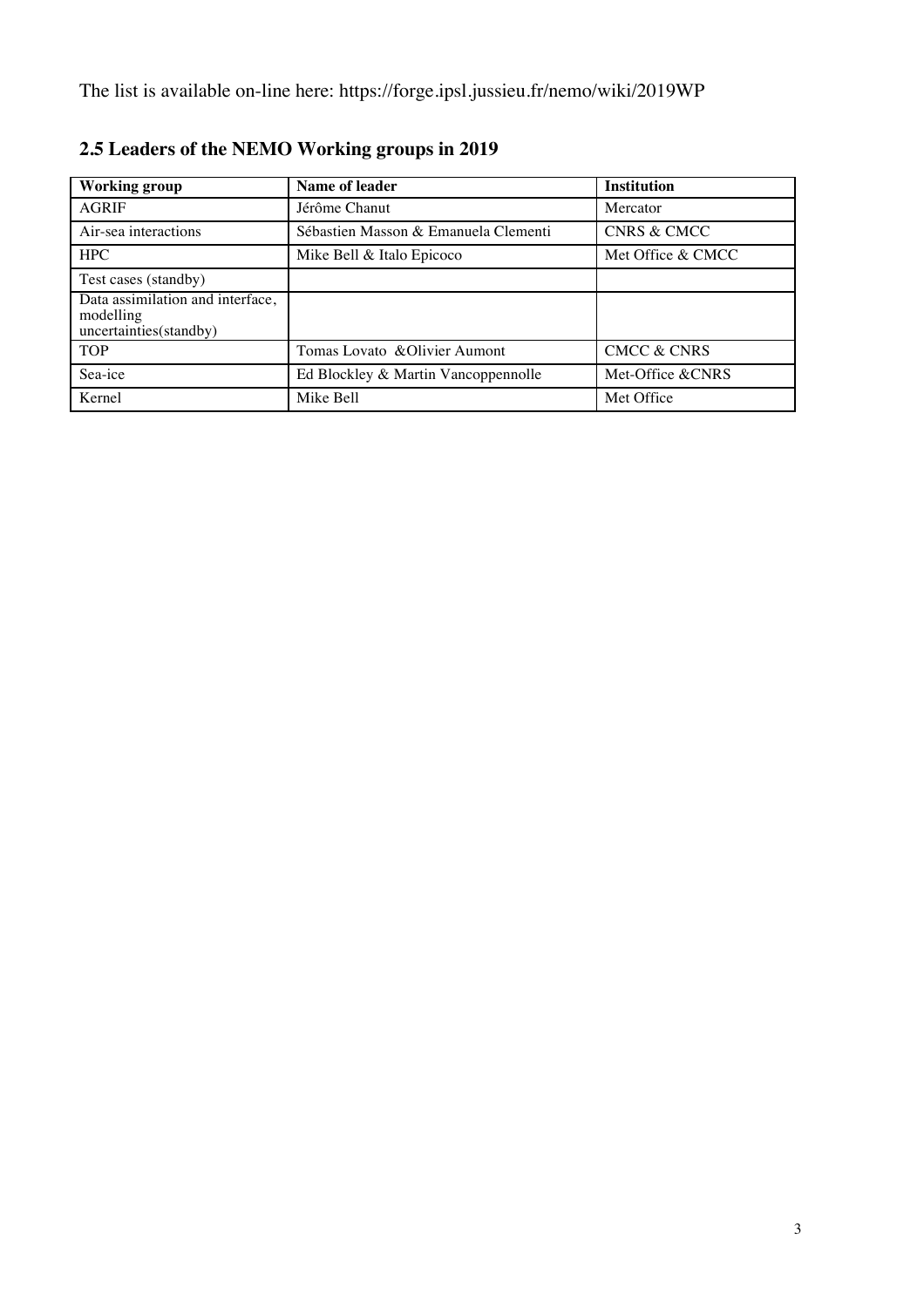The list is available on-line here: https://forge.ipsl.jussieu.fr/nemo/wiki/2019WP

## 2.5 Leaders of the NEMO Working groups in 2019

| Working group | Name of leader | Institution |
|---|---|---|
| AGRIF | Jérôme Chanut | Mercator |
| Air-sea interactions | Sébastien Masson & Emanuela Clementi | CNRS & CMCC |
| HPC | Mike Bell & Italo Epicoco | Met Office & CMCC |
| Test cases (standby) | | |
| Data assimilation and interface, modelling uncertainties(standby) | | |
| TOP | Tomas Lovato &Olivier Aumont | CMCC & CNRS |
| Sea-ice | Ed Blockley & Martin Vancoppennolle | Met-Office &CNRS |
| Kernel | Mike Bell | Met Office |